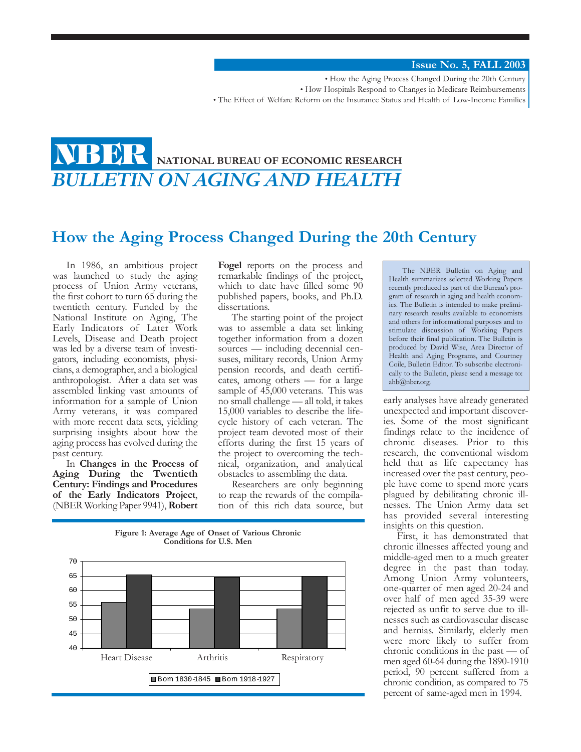Issue No. 5, FALL 2003

- How the Aging Process Changed During the 20th Century
- How Hospitals Respond to Changes in Medicare Reimbursements
- The Effect of Welfare Reform on the Insurance Status and Health of Low-Income Families

# NBER NATIONAL BUREAU OF ECONOMIC RESEARCH
# *BULLETIN ON AGING AND HEALTH*

## How the Aging Process Changed During the 20th Century

In 1986, an ambitious project was launched to study the aging process of Union Army veterans, the first cohort to turn 65 during the twentieth century. Funded by the National Institute on Aging, The Early Indicators of Later Work Levels, Disease and Death project was led by a diverse team of investigators, including economists, physicians, a demographer, and a biological anthropologist. After a data set was assembled linking vast amounts of information for a sample of Union Army veterans, it was compared with more recent data sets, yielding surprising insights about how the aging process has evolved during the past century.

In **Changes in the Process of Aging During the Twentieth Century: Findings and Procedures of the Early Indicators Project**, (NBER Working Paper 9941), **Robert Fogel** reports on the process and remarkable findings of the project, which to date have filled some 90 published papers, books, and Ph.D. dissertations.

The starting point of the project was to assemble a data set linking together information from a dozen sources — including decennial censuses, military records, Union Army pension records, and death certificates, among others — for a large sample of 45,000 veterans. This was no small challenge — all told, it takes 15,000 variables to describe the life-cycle history of each veteran. The project team devoted most of their efforts during the first 15 years of the project to overcoming the technical, organization, and analytical obstacles to assembling the data.

Researchers are only beginning to reap the rewards of the compilation of this rich data source, but early analyses have already generated unexpected and important discoveries. Some of the most significant findings relate to the incidence of chronic diseases. Prior to this research, the conventional wisdom held that as life expectancy has increased over the past century, people have come to spend more years plagued by debilitating chronic illnesses. The Union Army data set has provided several interesting insights on this question.

First, it has demonstrated that chronic illnesses affected young and middle-aged men to a much greater degree in the past than today. Among Union Army volunteers, one-quarter of men aged 20-24 and over half of men aged 35-39 were rejected as unfit to serve due to illnesses such as cardiovascular disease and hernias. Similarly, elderly men were more likely to suffer from chronic conditions in the past — of men aged 60-64 during the 1890-1910 period, 90 percent suffered from a chronic condition, as compared to 75 percent of same-aged men in 1994.

> The NBER Bulletin on Aging and Health summarizes selected Working Papers recently produced as part of the Bureau's program of research in aging and health economics. The Bulletin is intended to make preliminary research results available to economists and others for informational purposes and to stimulate discussion of Working Papers before their final publication. The Bulletin is produced by David Wise, Area Director of Health and Aging Programs, and Courtney Coile, Bulletin Editor. To subscribe electronically to the Bulletin, please send a message to: ahb@nber.org.

**Figure 1: Average Age of Onset of Various Chronic Conditions for U.S. Men**

| | Born 1830-1845 | Born 1918-1927 |
|---|---|---|
| Heart Disease | ~56 | ~65.5 |
| Arthritis | ~53.5 | ~64.5 |
| Respiratory | ~53.5 | ~65 |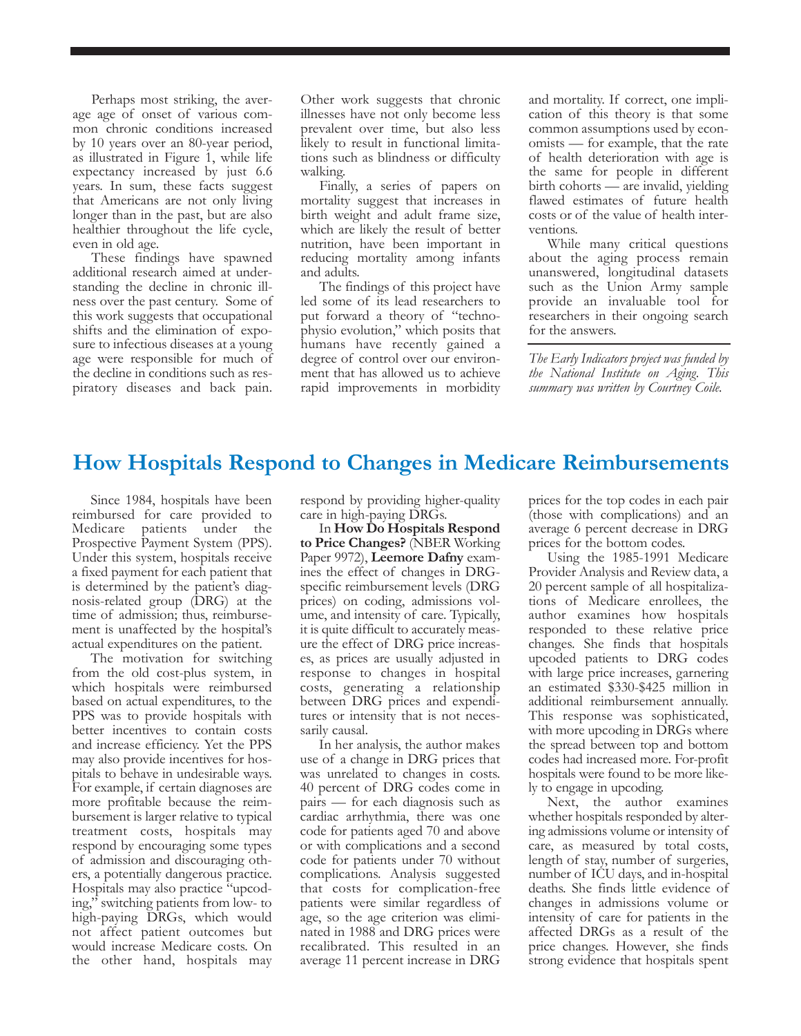Perhaps most striking, the average age of onset of various common chronic conditions increased by 10 years over an 80-year period, as illustrated in Figure 1, while life expectancy increased by just 6.6 years. In sum, these facts suggest that Americans are not only living longer than in the past, but are also healthier throughout the life cycle, even in old age.

These findings have spawned additional research aimed at understanding the decline in chronic illness over the past century. Some of this work suggests that occupational shifts and the elimination of exposure to infectious diseases at a young age were responsible for much of the decline in conditions such as respiratory diseases and back pain. Other work suggests that chronic illnesses have not only become less prevalent over time, but also less likely to result in functional limitations such as blindness or difficulty walking.

Finally, a series of papers on mortality suggest that increases in birth weight and adult frame size, which are likely the result of better nutrition, have been important in reducing mortality among infants and adults.

The findings of this project have led some of its lead researchers to put forward a theory of "technophysio evolution," which posits that humans have recently gained a degree of control over our environment that has allowed us to achieve rapid improvements in morbidity and mortality. If correct, one implication of this theory is that some common assumptions used by economists — for example, that the rate of health deterioration with age is the same for people in different birth cohorts — are invalid, yielding flawed estimates of future health costs or of the value of health interventions.

While many critical questions about the aging process remain unanswered, longitudinal datasets such as the Union Army sample provide an invaluable tool for researchers in their ongoing search for the answers.

*The Early Indicators project was funded by the National Institute on Aging. This summary was written by Courtney Coile.*

## How Hospitals Respond to Changes in Medicare Reimbursements

Since 1984, hospitals have been reimbursed for care provided to Medicare patients under the Prospective Payment System (PPS). Under this system, hospitals receive a fixed payment for each patient that is determined by the patient's diagnosis-related group (DRG) at the time of admission; thus, reimbursement is unaffected by the hospital's actual expenditures on the patient.

The motivation for switching from the old cost-plus system, in which hospitals were reimbursed based on actual expenditures, to the PPS was to provide hospitals with better incentives to contain costs and increase efficiency. Yet the PPS may also provide incentives for hospitals to behave in undesirable ways. For example, if certain diagnoses are more profitable because the reimbursement is larger relative to typical treatment costs, hospitals may respond by encouraging some types of admission and discouraging others, a potentially dangerous practice. Hospitals may also practice "upcoding," switching patients from low- to high-paying DRGs, which would not affect patient outcomes but would increase Medicare costs. On the other hand, hospitals may respond by providing higher-quality care in high-paying DRGs.

In **How Do Hospitals Respond to Price Changes?** (NBER Working Paper 9972), **Leemore Dafny** examines the effect of changes in DRG-specific reimbursement levels (DRG prices) on coding, admissions volume, and intensity of care. Typically, it is quite difficult to accurately measure the effect of DRG price increases, as prices are usually adjusted in response to changes in hospital costs, generating a relationship between DRG prices and expenditures or intensity that is not necessarily causal.

In her analysis, the author makes use of a change in DRG prices that was unrelated to changes in costs. 40 percent of DRG codes come in pairs — for each diagnosis such as cardiac arrhythmia, there was one code for patients aged 70 and above or with complications and a second code for patients under 70 without complications. Analysis suggested that costs for complication-free patients were similar regardless of age, so the age criterion was eliminated in 1988 and DRG prices were recalibrated. This resulted in an average 11 percent increase in DRG prices for the top codes in each pair (those with complications) and an average 6 percent decrease in DRG prices for the bottom codes.

Using the 1985-1991 Medicare Provider Analysis and Review data, a 20 percent sample of all hospitalizations of Medicare enrollees, the author examines how hospitals responded to these relative price changes. She finds that hospitals upcoded patients to DRG codes with large price increases, garnering an estimated $330-$425 million in additional reimbursement annually. This response was sophisticated, with more upcoding in DRGs where the spread between top and bottom codes had increased more. For-profit hospitals were found to be more likely to engage in upcoding.

Next, the author examines whether hospitals responded by altering admissions volume or intensity of care, as measured by total costs, length of stay, number of surgeries, number of ICU days, and in-hospital deaths. She finds little evidence of changes in admissions volume or intensity of care for patients in the affected DRGs as a result of the price changes. However, she finds strong evidence that hospitals spent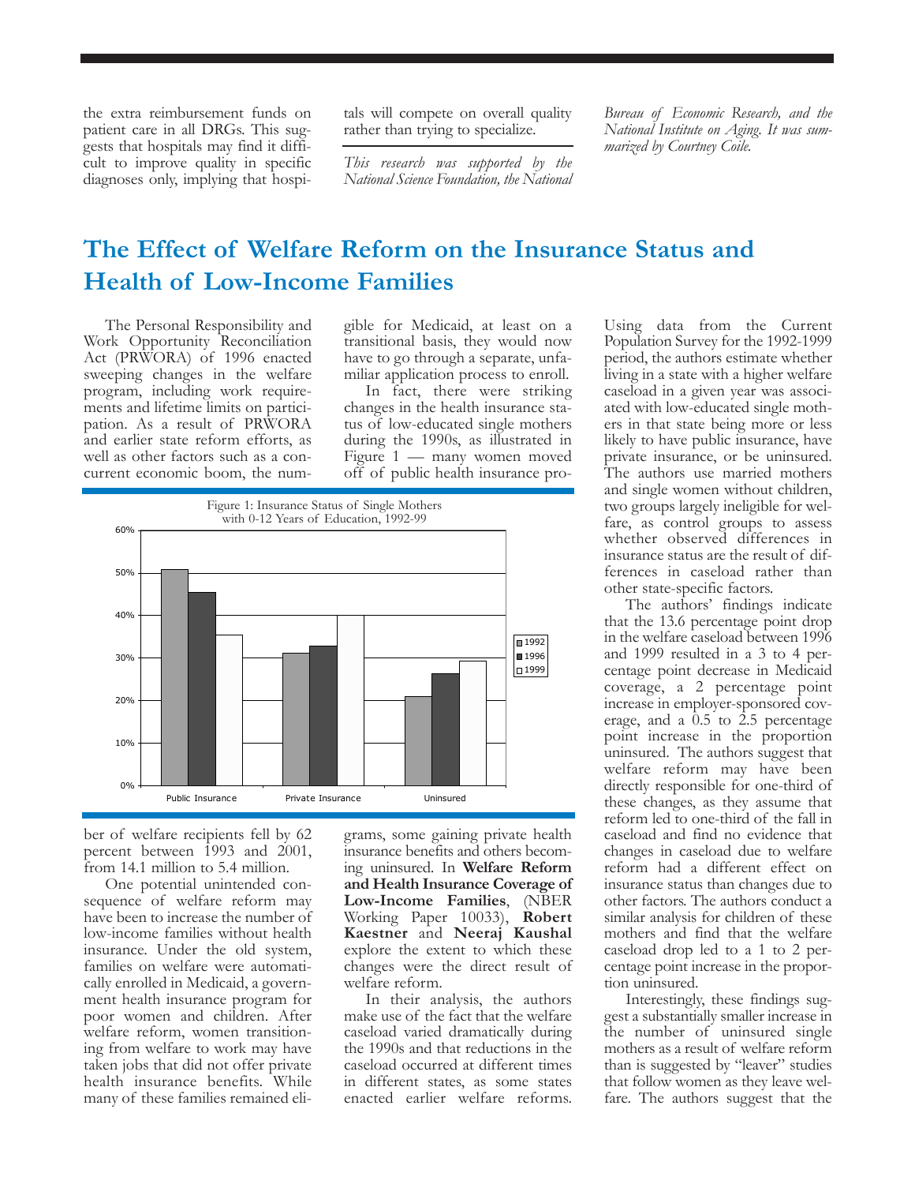the extra reimbursement funds on patient care in all DRGs. This suggests that hospitals may find it difficult to improve quality in specific diagnoses only, implying that hospitals will compete on overall quality rather than trying to specialize.

*This research was supported by the National Science Foundation, the National Bureau of Economic Research, and the National Institute on Aging. It was summarized by Courtney Coile.*

# The Effect of Welfare Reform on the Insurance Status and Health of Low-Income Families

The Personal Responsibility and Work Opportunity Reconciliation Act (PRWORA) of 1996 enacted sweeping changes in the welfare program, including work requirements and lifetime limits on participation. As a result of PRWORA and earlier state reform efforts, as well as other factors such as a concurrent economic boom, the number of welfare recipients fell by 62 percent between 1993 and 2001, from 14.1 million to 5.4 million.

One potential unintended consequence of welfare reform may have been to increase the number of low-income families without health insurance. Under the old system, families on welfare were automatically enrolled in Medicaid, a government health insurance program for poor women and children. After welfare reform, women transitioning from welfare to work may have taken jobs that did not offer private health insurance benefits. While many of these families remained eligible for Medicaid, at least on a transitional basis, they would now have to go through a separate, unfamiliar application process to enroll.

In fact, there were striking changes in the health insurance status of low-educated single mothers during the 1990s, as illustrated in Figure 1 — many women moved off of public health insurance programs, some gaining private health insurance benefits and others becoming uninsured. In **Welfare Reform and Health Insurance Coverage of Low-Income Families**, (NBER Working Paper 10033), **Robert Kaestner** and **Neeraj Kaushal** explore the extent to which these changes were the direct result of welfare reform.

Figure 1: Insurance Status of Single Mothers with 0-12 Years of Education, 1992-99

| | 1992 | 1996 | 1999 |
|---|---|---|---|
| Public Insurance | ~51% | ~45% | ~35% |
| Private Insurance | ~31% | ~33% | ~40% |
| Uninsured | ~21% | ~26% | ~29% |

In their analysis, the authors make use of the fact that the welfare caseload varied dramatically during the 1990s and that reductions in the caseload occurred at different times in different states, as some states enacted earlier welfare reforms. Using data from the Current Population Survey for the 1992-1999 period, the authors estimate whether living in a state with a higher welfare caseload in a given year was associated with low-educated single mothers in that state being more or less likely to have public insurance, have private insurance, or be uninsured. The authors use married mothers and single women without children, two groups largely ineligible for welfare, as control groups to assess whether observed differences in insurance status are the result of differences in caseload rather than other state-specific factors.

The authors' findings indicate that the 13.6 percentage point drop in the welfare caseload between 1996 and 1999 resulted in a 3 to 4 percentage point decrease in Medicaid coverage, a 2 percentage point increase in employer-sponsored coverage, and a 0.5 to 2.5 percentage point increase in the proportion uninsured. The authors suggest that welfare reform may have been directly responsible for one-third of these changes, as they assume that reform led to one-third of the fall in caseload and find no evidence that changes in caseload due to welfare reform had a different effect on insurance status than changes due to other factors. The authors conduct a similar analysis for children of these mothers and find that the welfare caseload drop led to a 1 to 2 percentage point increase in the proportion uninsured.

Interestingly, these findings suggest a substantially smaller increase in the number of uninsured single mothers as a result of welfare reform than is suggested by "leaver" studies that follow women as they leave welfare. The authors suggest that the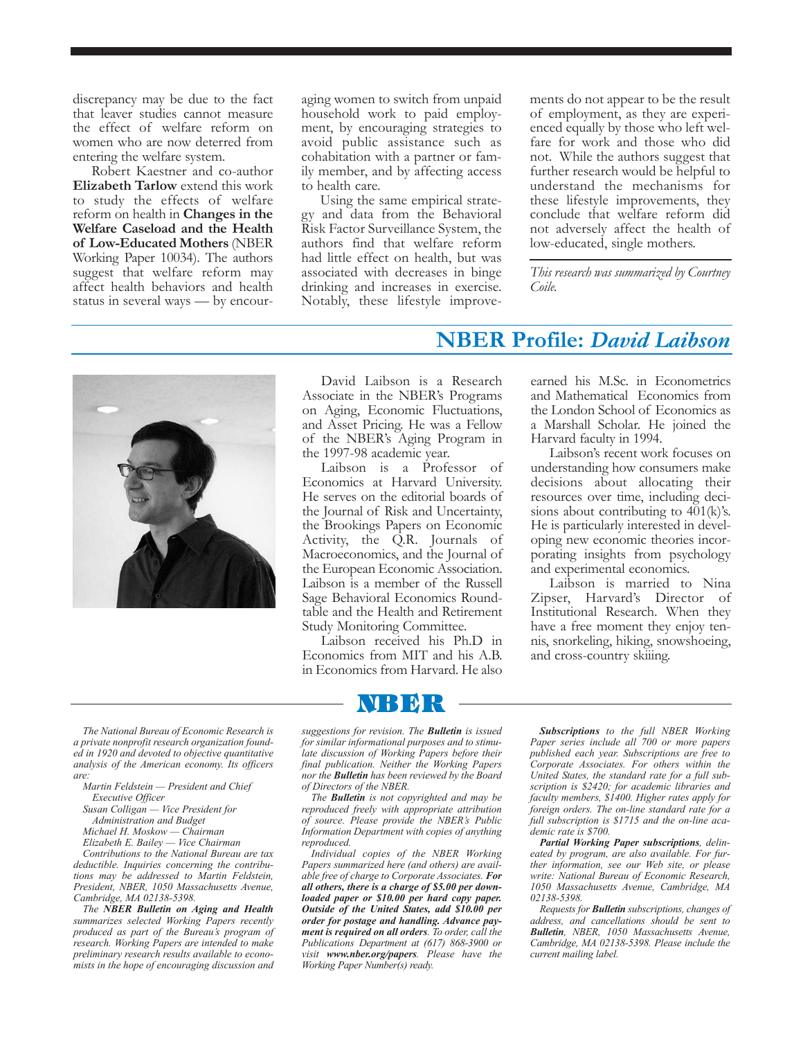discrepancy may be due to the fact that leaver studies cannot measure the effect of welfare reform on women who are now deterred from entering the welfare system.

Robert Kaestner and co-author **Elizabeth Tarlow** extend this work to study the effects of welfare reform on health in **Changes in the Welfare Caseload and the Health of Low-Educated Mothers** (NBER Working Paper 10034). The authors suggest that welfare reform may affect health behaviors and health status in several ways — by encouraging women to switch from unpaid household work to paid employment, by encouraging strategies to avoid public assistance such as cohabitation with a partner or family member, and by affecting access to health care.

Using the same empirical strategy and data from the Behavioral Risk Factor Surveillance System, the authors find that welfare reform had little effect on health, but was associated with decreases in binge drinking and increases in exercise. Notably, these lifestyle improvements do not appear to be the result of employment, as they are experienced equally by those who left welfare for work and those who did not. While the authors suggest that further research would be helpful to understand the mechanisms for these lifestyle improvements, they conclude that welfare reform did not adversely affect the health of low-educated, single mothers.

*This research was summarized by Courtney Coile.*

## NBER Profile: *David Laibson*

David Laibson is a Research Associate in the NBER's Programs on Aging, Economic Fluctuations, and Asset Pricing. He was a Fellow of the NBER's Aging Program in the 1997-98 academic year.

Laibson is a Professor of Economics at Harvard University. He serves on the editorial boards of the Journal of Risk and Uncertainty, the Brookings Papers on Economic Activity, the Q.R. Journals of Macroeconomics, and the Journal of the European Economic Association. Laibson is a member of the Russell Sage Behavioral Economics Roundtable and the Health and Retirement Study Monitoring Committee.

Laibson received his Ph.D in Economics from MIT and his A.B. in Economics from Harvard. He also earned his M.Sc. in Econometrics and Mathematical Economics from the London School of Economics as a Marshall Scholar. He joined the Harvard faculty in 1994.

Laibson's recent work focuses on understanding how consumers make decisions about allocating their resources over time, including decisions about contributing to 401(k)'s. He is particularly interested in developing new economic theories incorporating insights from psychology and experimental economics.

Laibson is married to Nina Zipser, Harvard's Director of Institutional Research. When they have a free moment they enjoy tennis, snorkeling, hiking, snowshoeing, and cross-country skiing.

NBER

*The National Bureau of Economic Research is a private nonprofit research organization founded in 1920 and devoted to objective quantitative analysis of the American economy. Its officers are:*

*Martin Feldstein — President and Chief Executive Officer*
*Susan Colligan — Vice President for Administration and Budget*
*Michael H. Moskow — Chairman*
*Elizabeth E. Bailey — Vice Chairman*

*Contributions to the National Bureau are tax deductible. Inquiries concerning the contributions may be addressed to Martin Feldstein, President, NBER, 1050 Massachusetts Avenue, Cambridge, MA 02138-5398.*

*The **NBER Bulletin on Aging and Health** summarizes selected Working Papers recently produced as part of the Bureau's program of research. Working Papers are intended to make preliminary research results available to economists in the hope of encouraging discussion and suggestions for revision. The **Bulletin** is issued for similar informational purposes and to stimulate discussion of Working Papers before their final publication. Neither the Working Papers nor the **Bulletin** has been reviewed by the Board of Directors of the NBER.*

*The **Bulletin** is not copyrighted and may be reproduced freely with appropriate attribution of source. Please provide the NBER's Public Information Department with copies of anything reproduced.*

*Individual copies of the NBER Working Papers summarized here (and others) are available free of charge to Corporate Associates. **For all others, there is a charge of $5.00 per downloaded paper or $10.00 per hard copy paper. Outside of the United States, add $10.00 per order for postage and handling. Advance payment is required on all orders**. To order, call the Publications Department at (617) 868-3900 or visit **www.nber.org/papers**. Please have the Working Paper Number(s) ready.*

***Subscriptions** to the full NBER Working Paper series include all 700 or more papers published each year. Subscriptions are free to Corporate Associates. For others within the United States, the standard rate for a full subscription is $2420; for academic libraries and faculty members, $1400. Higher rates apply for foreign orders. The on-line standard rate for a full subscription is $1715 and the on-line academic rate is $700.*

***Partial Working Paper subscriptions**, delineated by program, are also available. For further information, see our Web site, or please write: National Bureau of Economic Research, 1050 Massachusetts Avenue, Cambridge, MA 02138-5398.*

*Requests for **Bulletin** subscriptions, changes of address, and cancellations should be sent to **Bulletin**, NBER, 1050 Massachusetts Avenue, Cambridge, MA 02138-5398. Please include the current mailing label.*